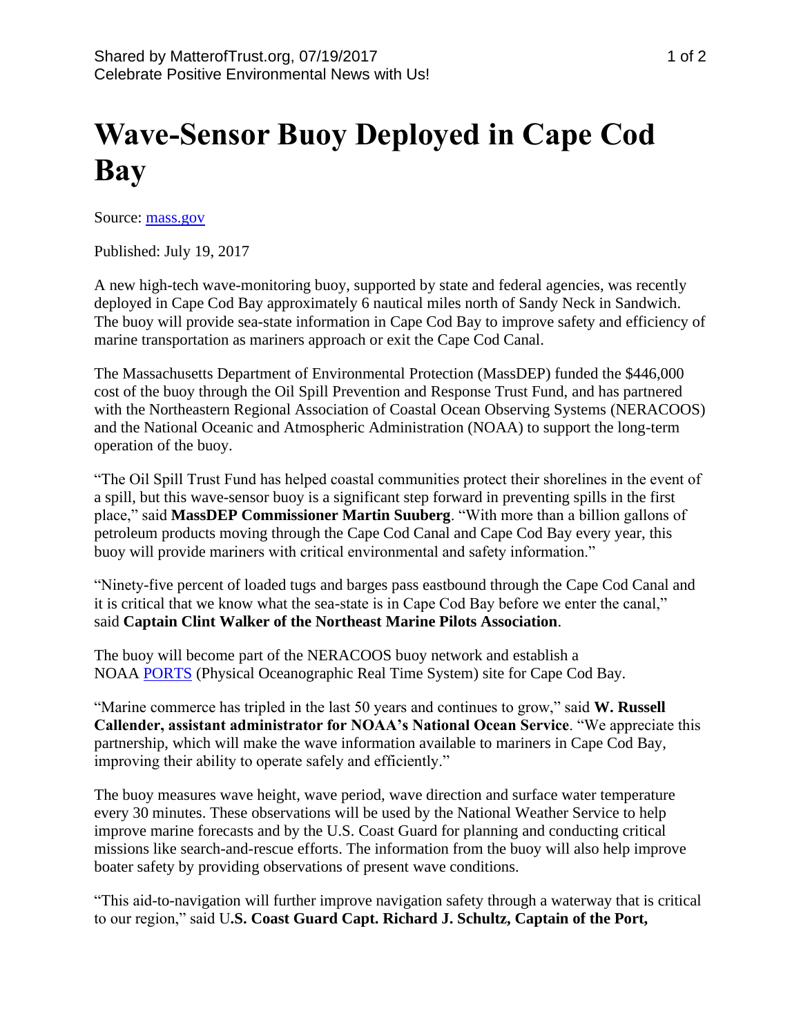# Wave-Sensor Buoy Deployed in Cape Cod Bay

Source: [mass.gov](mass.gov)

Published: July 19, 2017

A new high-tech wave-monitoring buoy, supported by state and federal agencies, was recently deployed in Cape Cod Bay approximately 6 nautical miles north of Sandy Neck in Sandwich. The buoy will provide sea-state information in Cape Cod Bay to improve safety and efficiency of marine transportation as mariners approach or exit the Cape Cod Canal.

The Massachusetts Department of Environmental Protection (MassDEP) funded the $446,000 cost of the buoy through the Oil Spill Prevention and Response Trust Fund, and has partnered with the Northeastern Regional Association of Coastal Ocean Observing Systems (NERACOOS) and the National Oceanic and Atmospheric Administration (NOAA) to support the long-term operation of the buoy.

"The Oil Spill Trust Fund has helped coastal communities protect their shorelines in the event of a spill, but this wave-sensor buoy is a significant step forward in preventing spills in the first place," said **MassDEP Commissioner Martin Suuberg**. "With more than a billion gallons of petroleum products moving through the Cape Cod Canal and Cape Cod Bay every year, this buoy will provide mariners with critical environmental and safety information."

"Ninety-five percent of loaded tugs and barges pass eastbound through the Cape Cod Canal and it is critical that we know what the sea-state is in Cape Cod Bay before we enter the canal," said **Captain Clint Walker of the Northeast Marine Pilots Association**.

The buoy will become part of the NERACOOS buoy network and establish a NOAA [PORTS](PORTS) (Physical Oceanographic Real Time System) site for Cape Cod Bay.

"Marine commerce has tripled in the last 50 years and continues to grow," said **W. Russell Callender, assistant administrator for NOAA's National Ocean Service**. "We appreciate this partnership, which will make the wave information available to mariners in Cape Cod Bay, improving their ability to operate safely and efficiently."

The buoy measures wave height, wave period, wave direction and surface water temperature every 30 minutes. These observations will be used by the National Weather Service to help improve marine forecasts and by the U.S. Coast Guard for planning and conducting critical missions like search-and-rescue efforts. The information from the buoy will also help improve boater safety by providing observations of present wave conditions.

"This aid-to-navigation will further improve navigation safety through a waterway that is critical to our region," said **U.S. Coast Guard Capt. Richard J. Schultz, Captain of the Port,**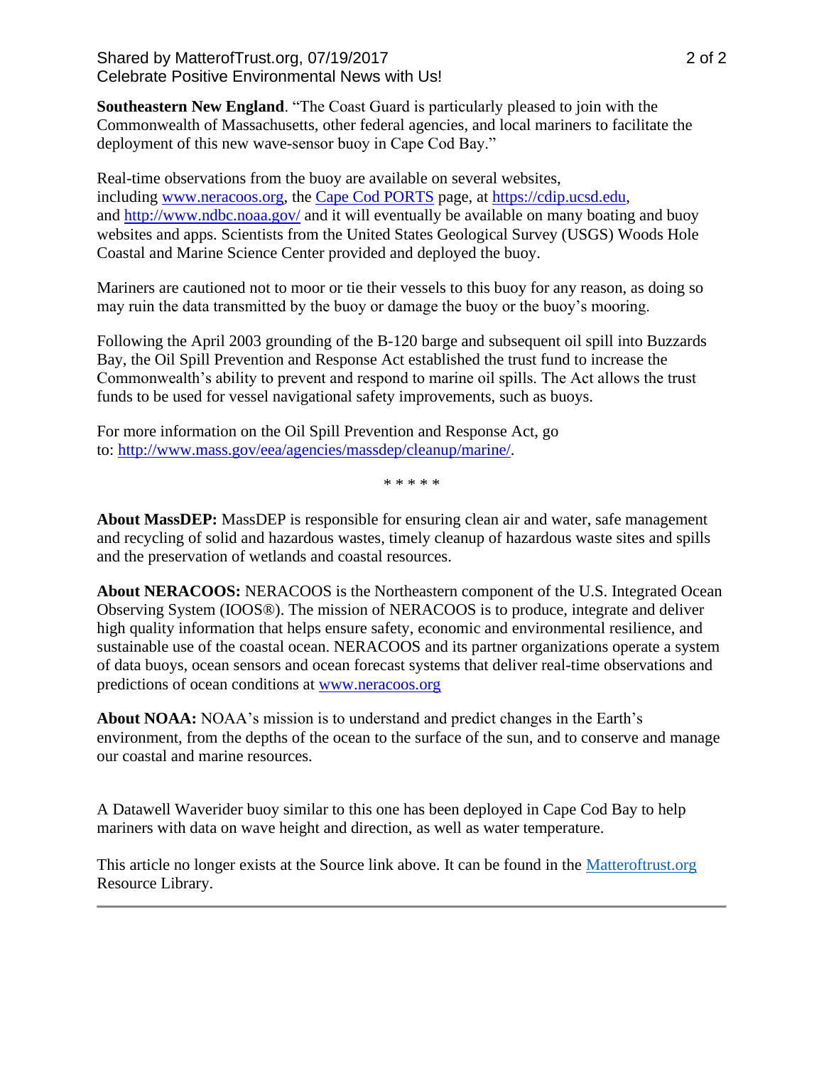**Southeastern New England**. “The Coast Guard is particularly pleased to join with the Commonwealth of Massachusetts, other federal agencies, and local mariners to facilitate the deployment of this new wave-sensor buoy in Cape Cod Bay.”

Real-time observations from the buoy are available on several websites, including [www.neracoos.org](http://www.neracoos.org), the [Cape Cod PORTS](#) page, at [https://cdip.ucsd.edu](https://cdip.ucsd.edu), and [http://www.ndbc.noaa.gov/](http://www.ndbc.noaa.gov/) and it will eventually be available on many boating and buoy websites and apps. Scientists from the United States Geological Survey (USGS) Woods Hole Coastal and Marine Science Center provided and deployed the buoy.

Mariners are cautioned not to moor or tie their vessels to this buoy for any reason, as doing so may ruin the data transmitted by the buoy or damage the buoy or the buoy’s mooring.

Following the April 2003 grounding of the B-120 barge and subsequent oil spill into Buzzards Bay, the Oil Spill Prevention and Response Act established the trust fund to increase the Commonwealth’s ability to prevent and respond to marine oil spills. The Act allows the trust funds to be used for vessel navigational safety improvements, such as buoys.

For more information on the Oil Spill Prevention and Response Act, go to: [http://www.mass.gov/eea/agencies/massdep/cleanup/marine/](http://www.mass.gov/eea/agencies/massdep/cleanup/marine/).

\* \* \* \* \*

**About MassDEP:** MassDEP is responsible for ensuring clean air and water, safe management and recycling of solid and hazardous wastes, timely cleanup of hazardous waste sites and spills and the preservation of wetlands and coastal resources.

**About NERACOOS:** NERACOOS is the Northeastern component of the U.S. Integrated Ocean Observing System (IOOS®). The mission of NERACOOS is to produce, integrate and deliver high quality information that helps ensure safety, economic and environmental resilience, and sustainable use of the coastal ocean. NERACOOS and its partner organizations operate a system of data buoys, ocean sensors and ocean forecast systems that deliver real-time observations and predictions of ocean conditions at [www.neracoos.org](http://www.neracoos.org)

**About NOAA:** NOAA’s mission is to understand and predict changes in the Earth’s environment, from the depths of the ocean to the surface of the sun, and to conserve and manage our coastal and marine resources.

A Datawell Waverider buoy similar to this one has been deployed in Cape Cod Bay to help mariners with data on wave height and direction, as well as water temperature.

This article no longer exists at the Source link above. It can be found in the [Matteroftrust.org](http://Matteroftrust.org) Resource Library.